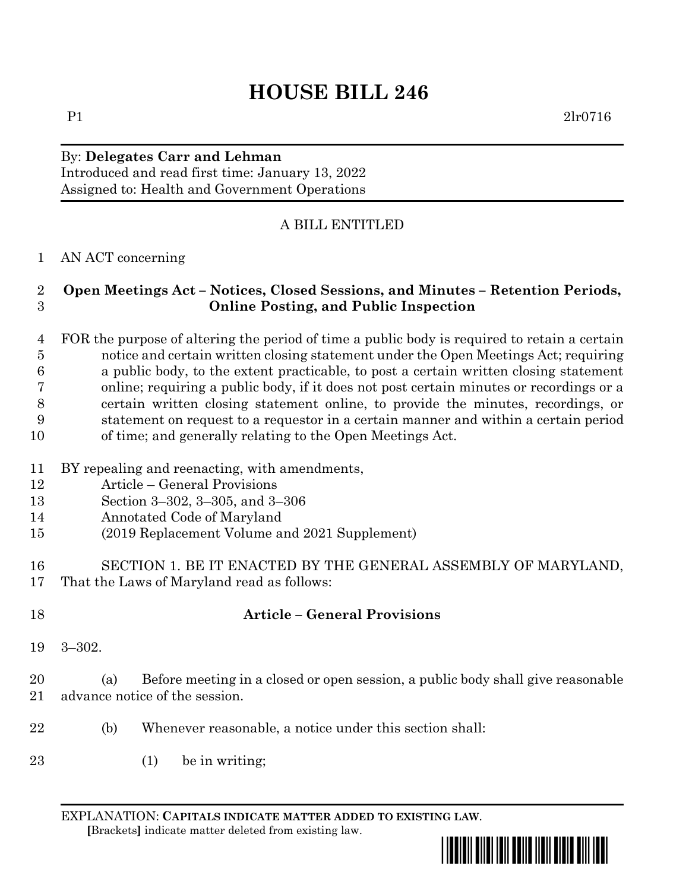# HOUSE BILL 246

P1 2lr0716

By: **Delegates Carr and Lehman**
Introduced and read first time: January 13, 2022
Assigned to: Health and Government Operations

A BILL ENTITLED

AN ACT concerning

**Open Meetings Act – Notices, Closed Sessions, and Minutes – Retention Periods, Online Posting, and Public Inspection**

FOR the purpose of altering the period of time a public body is required to retain a certain notice and certain written closing statement under the Open Meetings Act; requiring a public body, to the extent practicable, to post a certain written closing statement online; requiring a public body, if it does not post certain minutes or recordings or a certain written closing statement online, to provide the minutes, recordings, or statement on request to a requestor in a certain manner and within a certain period of time; and generally relating to the Open Meetings Act.

BY repealing and reenacting, with amendments,
Article – General Provisions
Section 3–302, 3–305, and 3–306
Annotated Code of Maryland
(2019 Replacement Volume and 2021 Supplement)

SECTION 1. BE IT ENACTED BY THE GENERAL ASSEMBLY OF MARYLAND, That the Laws of Maryland read as follows:

**Article – General Provisions**

3–302.

(a) Before meeting in a closed or open session, a public body shall give reasonable advance notice of the session.

(b) Whenever reasonable, a notice under this section shall:

(1) be in writing;

EXPLANATION: **CAPITALS INDICATE MATTER ADDED TO EXISTING LAW**.
**[**Brackets**]** indicate matter deleted from existing law.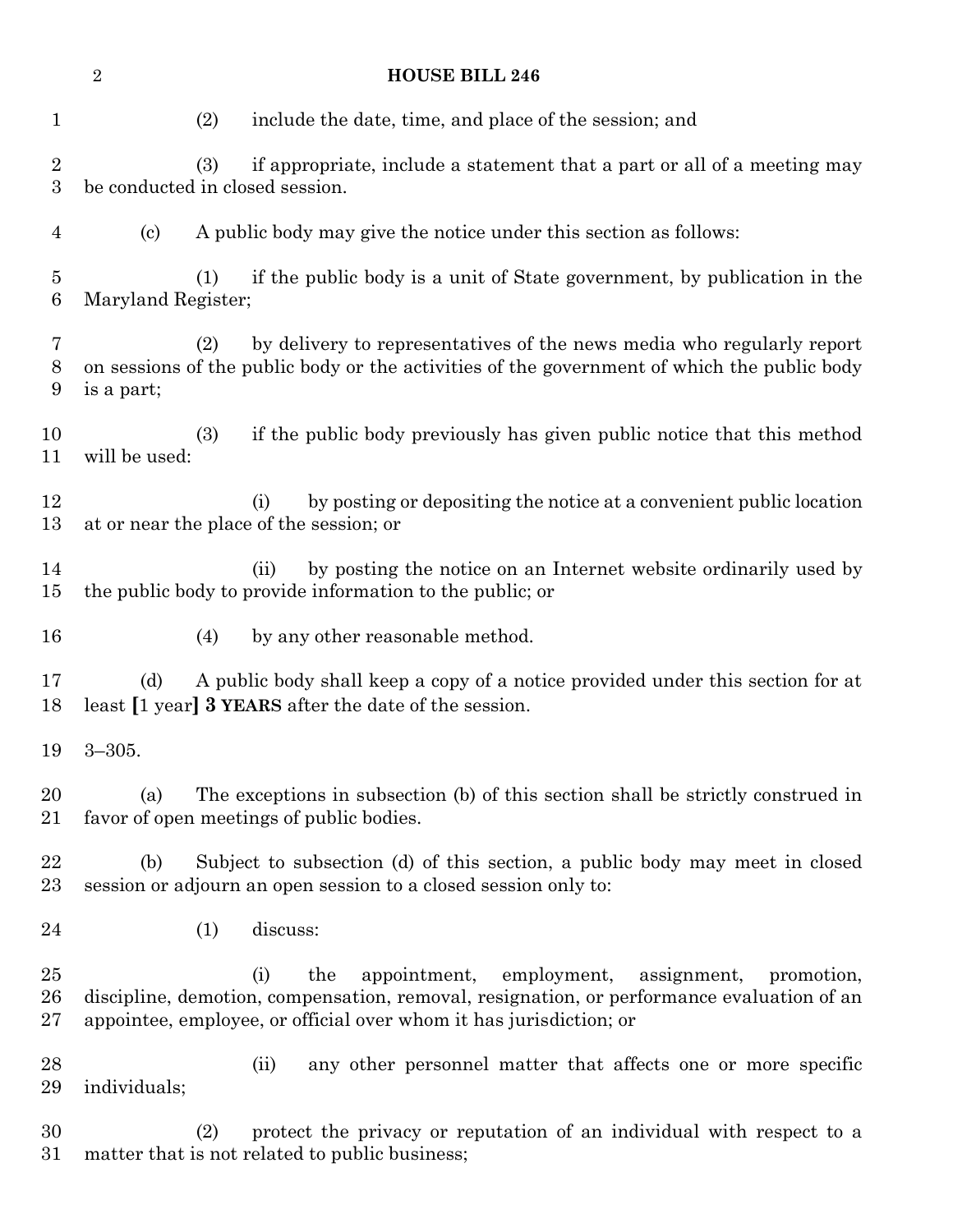(2) include the date, time, and place of the session; and

(3) if appropriate, include a statement that a part or all of a meeting may be conducted in closed session.

(c) A public body may give the notice under this section as follows:

(1) if the public body is a unit of State government, by publication in the Maryland Register;

(2) by delivery to representatives of the news media who regularly report on sessions of the public body or the activities of the government of which the public body is a part;

(3) if the public body previously has given public notice that this method will be used:

(i) by posting or depositing the notice at a convenient public location at or near the place of the session; or

(ii) by posting the notice on an Internet website ordinarily used by the public body to provide information to the public; or

(4) by any other reasonable method.

(d) A public body shall keep a copy of a notice provided under this section for at least **[**1 year**]** **3 YEARS** after the date of the session.

3–305.

(a) The exceptions in subsection (b) of this section shall be strictly construed in favor of open meetings of public bodies.

(b) Subject to subsection (d) of this section, a public body may meet in closed session or adjourn an open session to a closed session only to:

(1) discuss:

(i) the appointment, employment, assignment, promotion, discipline, demotion, compensation, removal, resignation, or performance evaluation of an appointee, employee, or official over whom it has jurisdiction; or

(ii) any other personnel matter that affects one or more specific individuals;

(2) protect the privacy or reputation of an individual with respect to a matter that is not related to public business;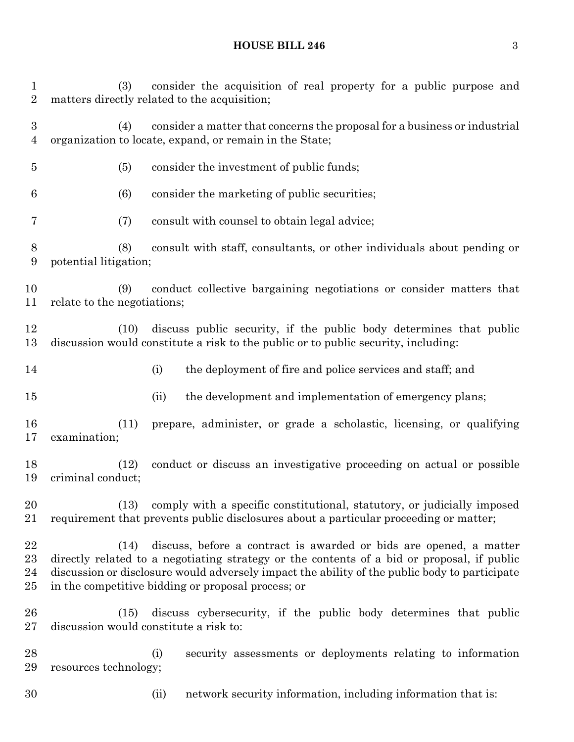(3) consider the acquisition of real property for a public purpose and matters directly related to the acquisition;

(4) consider a matter that concerns the proposal for a business or industrial organization to locate, expand, or remain in the State;

(5) consider the investment of public funds;

(6) consider the marketing of public securities;

(7) consult with counsel to obtain legal advice;

(8) consult with staff, consultants, or other individuals about pending or potential litigation;

(9) conduct collective bargaining negotiations or consider matters that relate to the negotiations;

(10) discuss public security, if the public body determines that public discussion would constitute a risk to the public or to public security, including:

(i) the deployment of fire and police services and staff; and

(ii) the development and implementation of emergency plans;

(11) prepare, administer, or grade a scholastic, licensing, or qualifying examination;

(12) conduct or discuss an investigative proceeding on actual or possible criminal conduct;

(13) comply with a specific constitutional, statutory, or judicially imposed requirement that prevents public disclosures about a particular proceeding or matter;

(14) discuss, before a contract is awarded or bids are opened, a matter directly related to a negotiating strategy or the contents of a bid or proposal, if public discussion or disclosure would adversely impact the ability of the public body to participate in the competitive bidding or proposal process; or

(15) discuss cybersecurity, if the public body determines that public discussion would constitute a risk to:

(i) security assessments or deployments relating to information resources technology;

(ii) network security information, including information that is: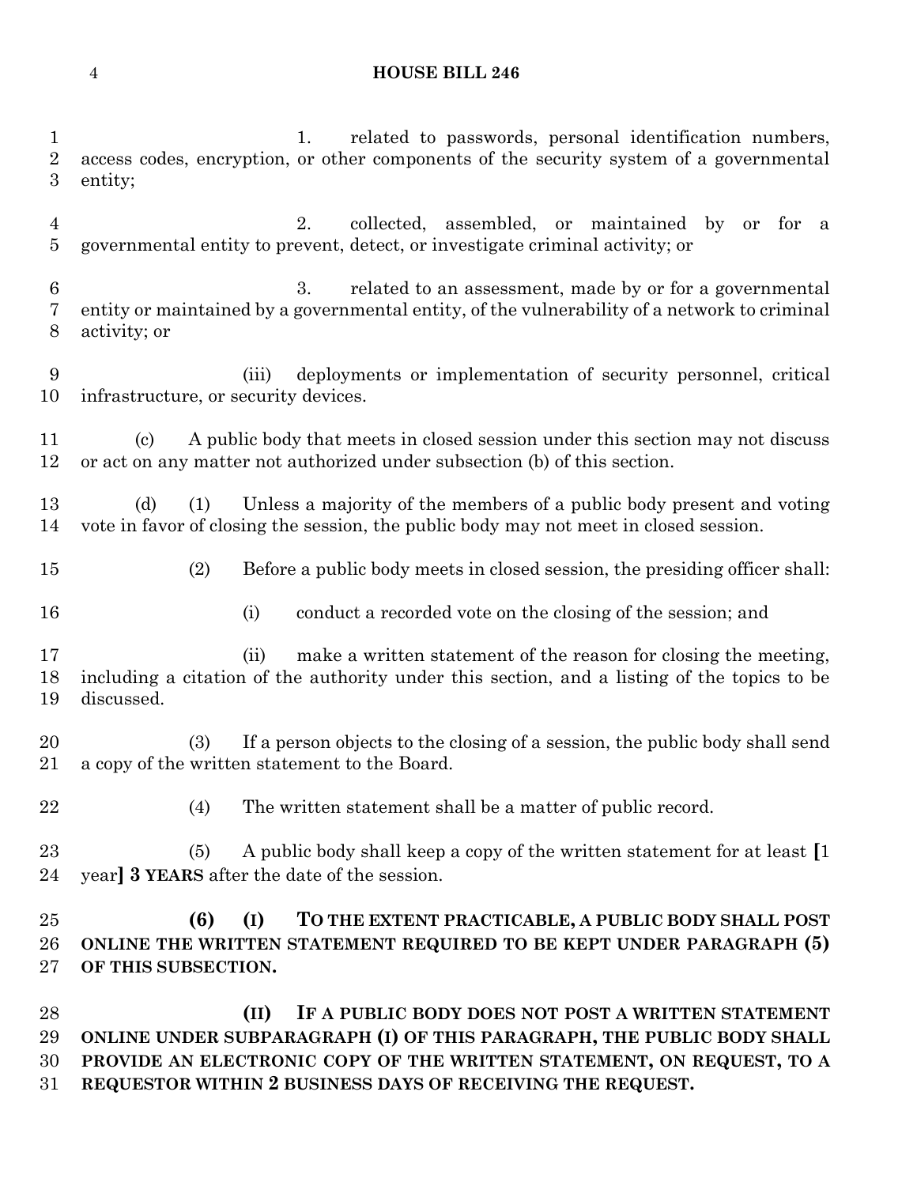1. related to passwords, personal identification numbers, access codes, encryption, or other components of the security system of a governmental entity;

2. collected, assembled, or maintained by or for a governmental entity to prevent, detect, or investigate criminal activity; or

3. related to an assessment, made by or for a governmental entity or maintained by a governmental entity, of the vulnerability of a network to criminal activity; or

(iii) deployments or implementation of security personnel, critical infrastructure, or security devices.

(c) A public body that meets in closed session under this section may not discuss or act on any matter not authorized under subsection (b) of this section.

(d) (1) Unless a majority of the members of a public body present and voting vote in favor of closing the session, the public body may not meet in closed session.

(2) Before a public body meets in closed session, the presiding officer shall:

(i) conduct a recorded vote on the closing of the session; and

(ii) make a written statement of the reason for closing the meeting, including a citation of the authority under this section, and a listing of the topics to be discussed.

(3) If a person objects to the closing of a session, the public body shall send a copy of the written statement to the Board.

(4) The written statement shall be a matter of public record.

(5) A public body shall keep a copy of the written statement for at least [1 year] **3 YEARS** after the date of the session.

**(6) (I) TO THE EXTENT PRACTICABLE, A PUBLIC BODY SHALL POST ONLINE THE WRITTEN STATEMENT REQUIRED TO BE KEPT UNDER PARAGRAPH (5) OF THIS SUBSECTION.**

**(II) IF A PUBLIC BODY DOES NOT POST A WRITTEN STATEMENT ONLINE UNDER SUBPARAGRAPH (I) OF THIS PARAGRAPH, THE PUBLIC BODY SHALL PROVIDE AN ELECTRONIC COPY OF THE WRITTEN STATEMENT, ON REQUEST, TO A REQUESTOR WITHIN 2 BUSINESS DAYS OF RECEIVING THE REQUEST.**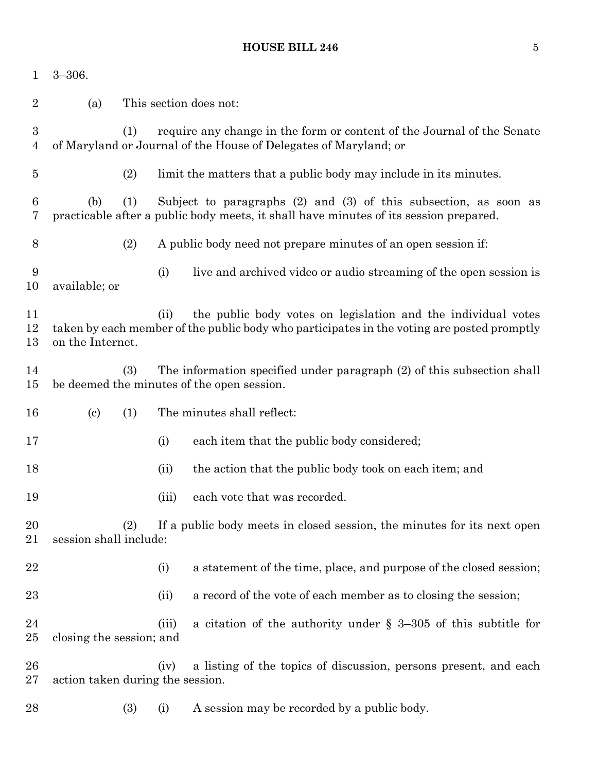3–306.

(a) This section does not:

(1) require any change in the form or content of the Journal of the Senate of Maryland or Journal of the House of Delegates of Maryland; or

(2) limit the matters that a public body may include in its minutes.

(b) (1) Subject to paragraphs (2) and (3) of this subsection, as soon as practicable after a public body meets, it shall have minutes of its session prepared.

(2) A public body need not prepare minutes of an open session if:

(i) live and archived video or audio streaming of the open session is available; or

(ii) the public body votes on legislation and the individual votes taken by each member of the public body who participates in the voting are posted promptly on the Internet.

(3) The information specified under paragraph (2) of this subsection shall be deemed the minutes of the open session.

(c) (1) The minutes shall reflect:

(i) each item that the public body considered;

(ii) the action that the public body took on each item; and

(iii) each vote that was recorded.

(2) If a public body meets in closed session, the minutes for its next open session shall include:

(i) a statement of the time, place, and purpose of the closed session;

(ii) a record of the vote of each member as to closing the session;

(iii) a citation of the authority under § 3–305 of this subtitle for closing the session; and

(iv) a listing of the topics of discussion, persons present, and each action taken during the session.

(3) (i) A session may be recorded by a public body.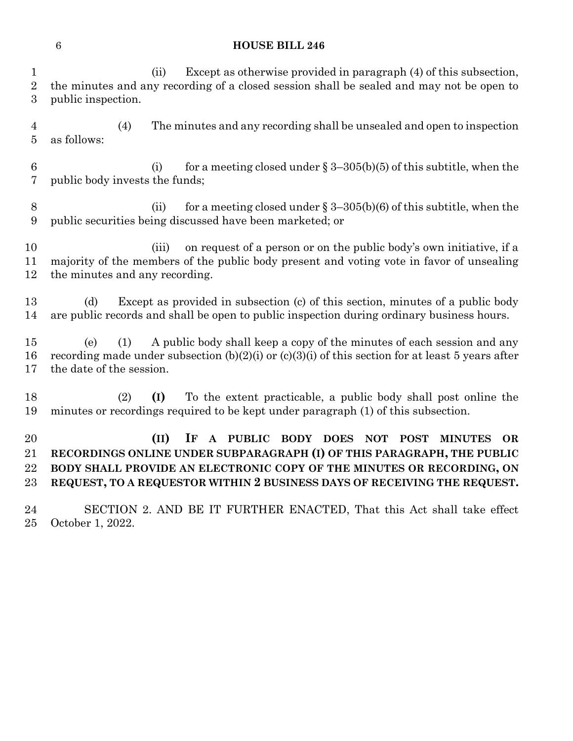(ii) Except as otherwise provided in paragraph (4) of this subsection, the minutes and any recording of a closed session shall be sealed and may not be open to public inspection.

(4) The minutes and any recording shall be unsealed and open to inspection as follows:

(i) for a meeting closed under § 3–305(b)(5) of this subtitle, when the public body invests the funds;

(ii) for a meeting closed under § 3–305(b)(6) of this subtitle, when the public securities being discussed have been marketed; or

(iii) on request of a person or on the public body's own initiative, if a majority of the members of the public body present and voting vote in favor of unsealing the minutes and any recording.

(d) Except as provided in subsection (c) of this section, minutes of a public body are public records and shall be open to public inspection during ordinary business hours.

(e) (1) A public body shall keep a copy of the minutes of each session and any recording made under subsection (b)(2)(i) or (c)(3)(i) of this section for at least 5 years after the date of the session.

(2) **(I)** To the extent practicable, a public body shall post online the minutes or recordings required to be kept under paragraph (1) of this subsection.

**(II) IF A PUBLIC BODY DOES NOT POST MINUTES OR RECORDINGS ONLINE UNDER SUBPARAGRAPH (I) OF THIS PARAGRAPH, THE PUBLIC BODY SHALL PROVIDE AN ELECTRONIC COPY OF THE MINUTES OR RECORDING, ON REQUEST, TO A REQUESTOR WITHIN 2 BUSINESS DAYS OF RECEIVING THE REQUEST.**

SECTION 2. AND BE IT FURTHER ENACTED, That this Act shall take effect October 1, 2022.